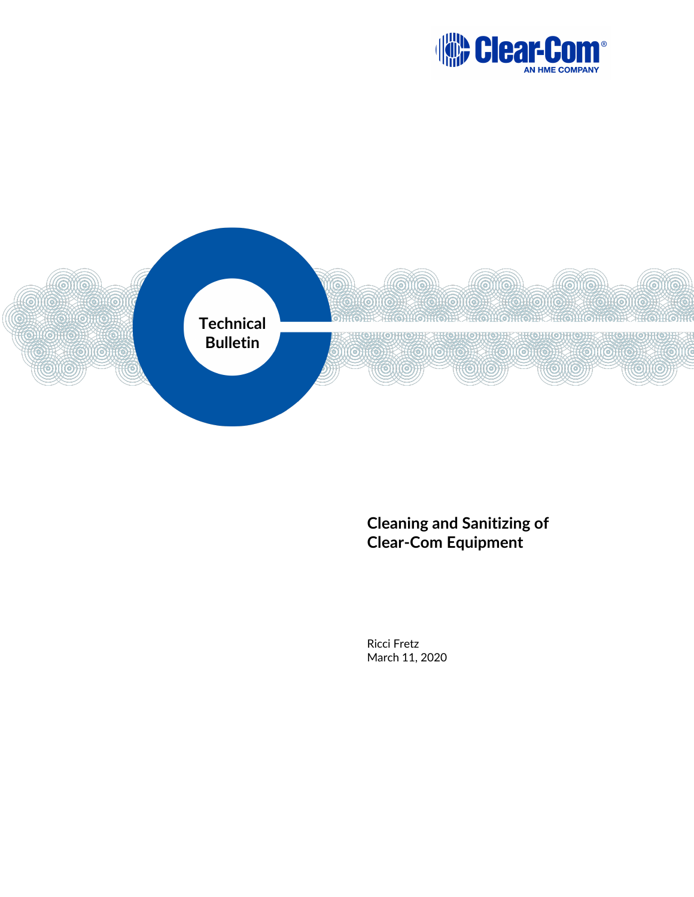Clear-Com

AN HME COMPANY

Technical Bulletin

# Cleaning and Sanitizing of Clear-Com Equipment

Ricci Fretz
March 11, 2020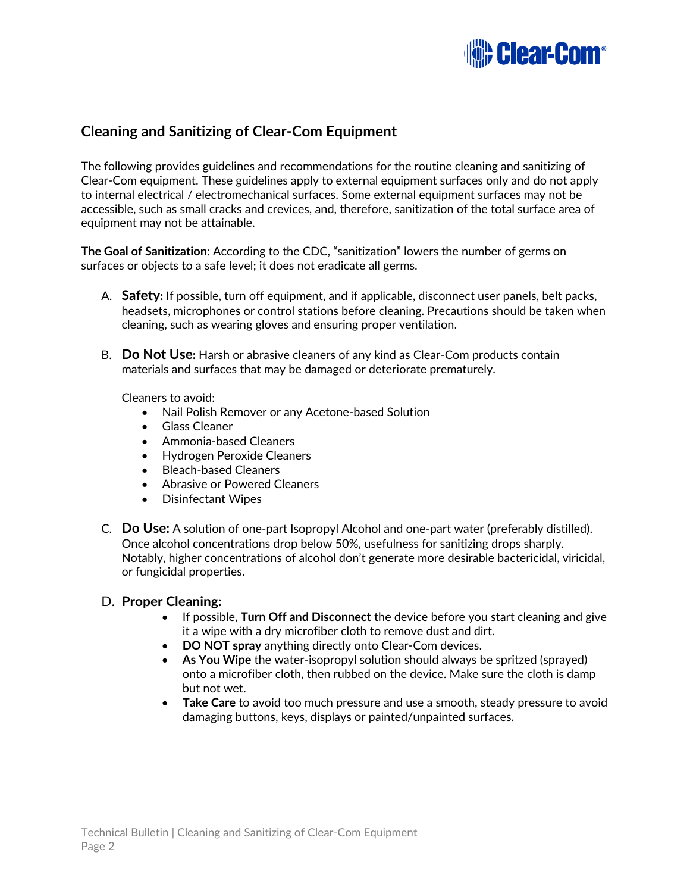## Cleaning and Sanitizing of Clear-Com Equipment

The following provides guidelines and recommendations for the routine cleaning and sanitizing of Clear-Com equipment. These guidelines apply to external equipment surfaces only and do not apply to internal electrical / electromechanical surfaces. Some external equipment surfaces may not be accessible, such as small cracks and crevices, and, therefore, sanitization of the total surface area of equipment may not be attainable.

**The Goal of Sanitization**: According to the CDC, "sanitization" lowers the number of germs on surfaces or objects to a safe level; it does not eradicate all germs.

A. **Safety:** If possible, turn off equipment, and if applicable, disconnect user panels, belt packs, headsets, microphones or control stations before cleaning. Precautions should be taken when cleaning, such as wearing gloves and ensuring proper ventilation.

B. **Do Not Use:** Harsh or abrasive cleaners of any kind as Clear-Com products contain materials and surfaces that may be damaged or deteriorate prematurely.

   Cleaners to avoid:
   - Nail Polish Remover or any Acetone-based Solution
   - Glass Cleaner
   - Ammonia-based Cleaners
   - Hydrogen Peroxide Cleaners
   - Bleach-based Cleaners
   - Abrasive or Powered Cleaners
   - Disinfectant Wipes

C. **Do Use:** A solution of one-part Isopropyl Alcohol and one-part water (preferably distilled). Once alcohol concentrations drop below 50%, usefulness for sanitizing drops sharply. Notably, higher concentrations of alcohol don't generate more desirable bactericidal, viricidal, or fungicidal properties.

D. **Proper Cleaning:**
   - If possible, **Turn Off and Disconnect** the device before you start cleaning and give it a wipe with a dry microfiber cloth to remove dust and dirt.
   - **DO NOT spray** anything directly onto Clear-Com devices.
   - **As You Wipe** the water-isopropyl solution should always be spritzed (sprayed) onto a microfiber cloth, then rubbed on the device. Make sure the cloth is damp but not wet.
   - **Take Care** to avoid too much pressure and use a smooth, steady pressure to avoid damaging buttons, keys, displays or painted/unpainted surfaces.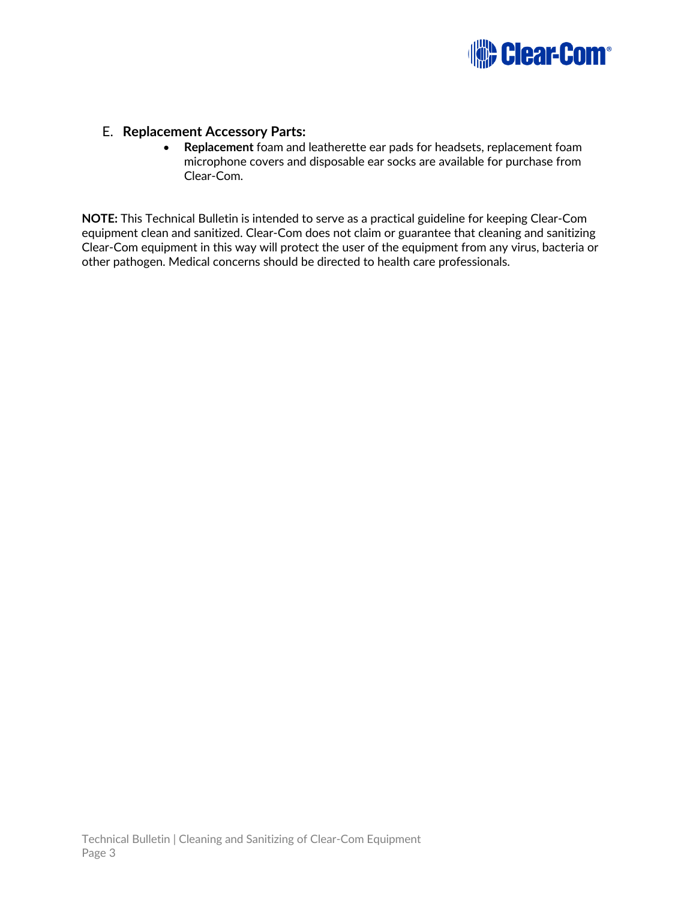E. **Replacement Accessory Parts:**

- **Replacement** foam and leatherette ear pads for headsets, replacement foam microphone covers and disposable ear socks are available for purchase from Clear-Com.

**NOTE:** This Technical Bulletin is intended to serve as a practical guideline for keeping Clear-Com equipment clean and sanitized. Clear-Com does not claim or guarantee that cleaning and sanitizing Clear-Com equipment in this way will protect the user of the equipment from any virus, bacteria or other pathogen. Medical concerns should be directed to health care professionals.